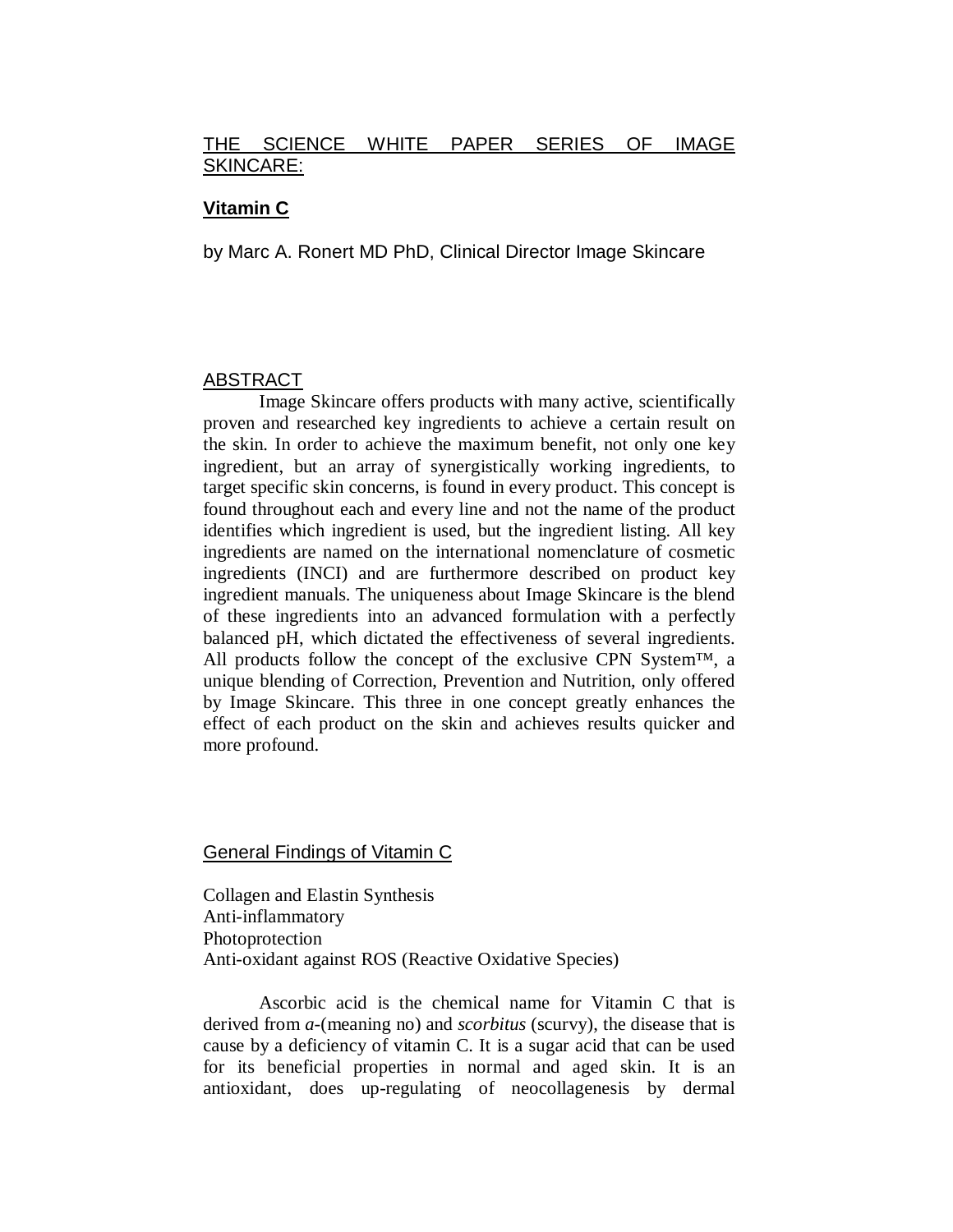THE SCIENCE WHITE PAPER SERIES OF IMAGE SKINCARE:

## Vitamin C

by Marc A. Ronert MD PhD, Clinical Director Image Skincare

### ABSTRACT

Image Skincare offers products with many active, scientifically proven and researched key ingredients to achieve a certain result on the skin. In order to achieve the maximum benefit, not only one key ingredient, but an array of synergistically working ingredients, to target specific skin concerns, is found in every product. This concept is found throughout each and every line and not the name of the product identifies which ingredient is used, but the ingredient listing. All key ingredients are named on the international nomenclature of cosmetic ingredients (INCI) and are furthermore described on product key ingredient manuals. The uniqueness about Image Skincare is the blend of these ingredients into an advanced formulation with a perfectly balanced pH, which dictated the effectiveness of several ingredients. All products follow the concept of the exclusive CPN System™, a unique blending of Correction, Prevention and Nutrition, only offered by Image Skincare. This three in one concept greatly enhances the effect of each product on the skin and achieves results quicker and more profound.

### General Findings of Vitamin C

Collagen and Elastin Synthesis
Anti-inflammatory
Photoprotection
Anti-oxidant against ROS (Reactive Oxidative Species)

Ascorbic acid is the chemical name for Vitamin C that is derived from *a*-(meaning no) and *scorbitus* (scurvy), the disease that is cause by a deficiency of vitamin C. It is a sugar acid that can be used for its beneficial properties in normal and aged skin. It is an antioxidant, does up-regulating of neocollagenesis by dermal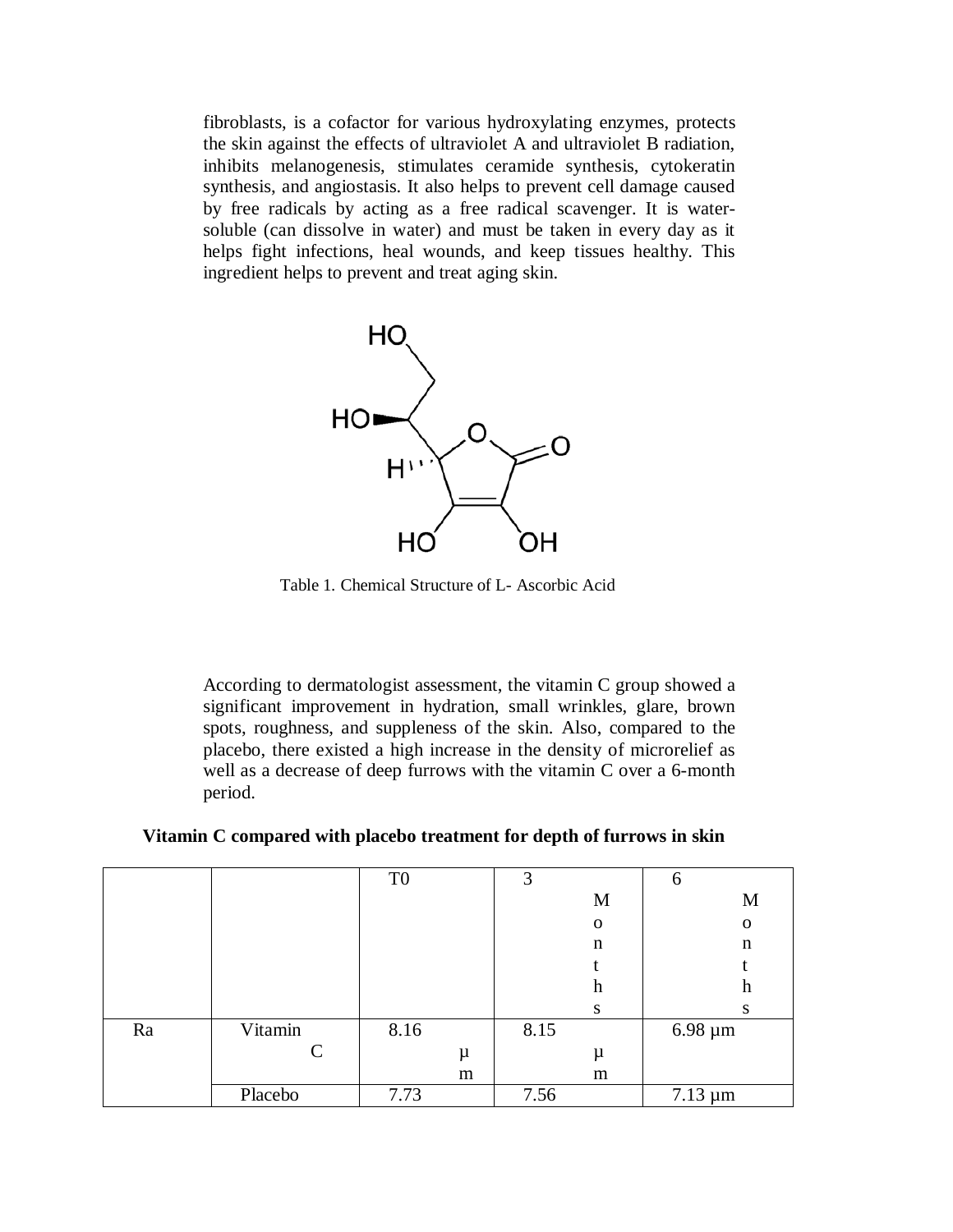fibroblasts, is a cofactor for various hydroxylating enzymes, protects the skin against the effects of ultraviolet A and ultraviolet B radiation, inhibits melanogenesis, stimulates ceramide synthesis, cytokeratin synthesis, and angiostasis. It also helps to prevent cell damage caused by free radicals by acting as a free radical scavenger. It is water-soluble (can dissolve in water) and must be taken in every day as it helps fight infections, heal wounds, and keep tissues healthy. This ingredient helps to prevent and treat aging skin.

Table 1. Chemical Structure of L- Ascorbic Acid

According to dermatologist assessment, the vitamin C group showed a significant improvement in hydration, small wrinkles, glare, brown spots, roughness, and suppleness of the skin. Also, compared to the placebo, there existed a high increase in the density of microrelief as well as a decrease of deep furrows with the vitamin C over a 6-month period.

**Vitamin C compared with placebo treatment for depth of furrows in skin**

| | | T0 | 3 Months | 6 Months |
|---|---|---|---|---|
| Ra | Vitamin C | 8.16 µm | 8.15 µm | 6.98 µm |
| | Placebo | 7.73 | 7.56 | 7.13 µm |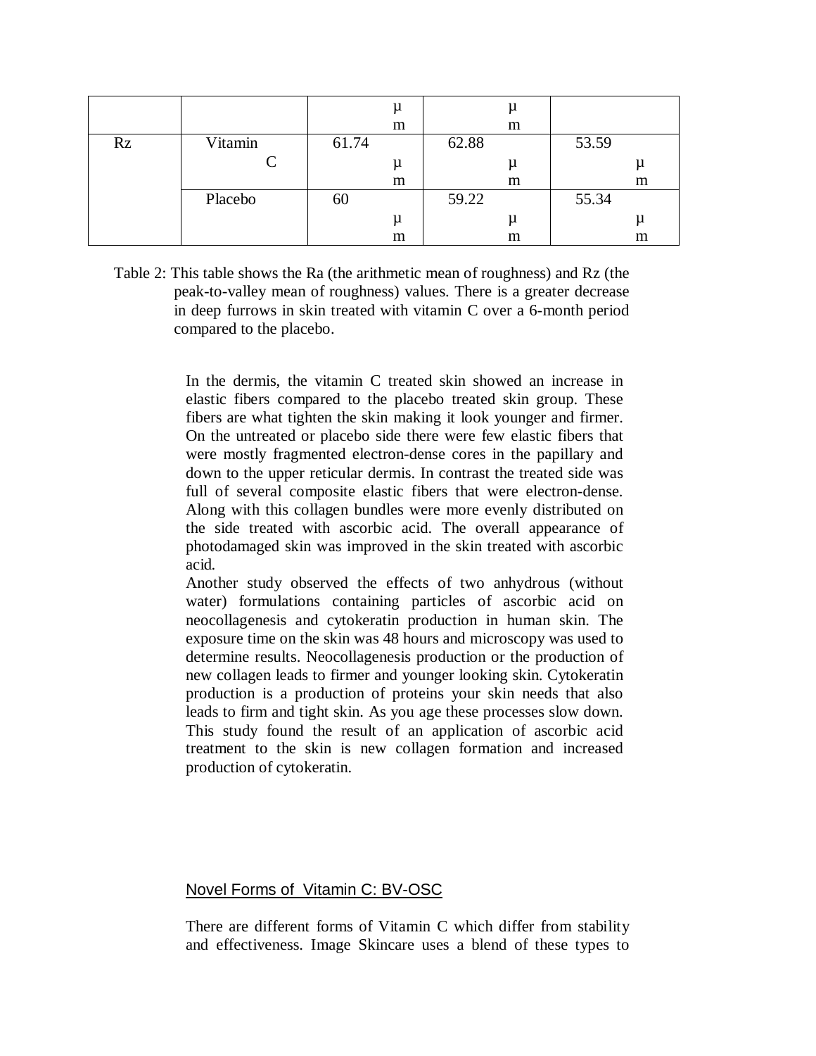| | | | | |
|---|---|---|---|---|
| | | μm | μm | |
| Rz | Vitamin C | 61.74 μm | 62.88 μm | 53.59 μm |
| | Placebo | 60 μm | 59.22 μm | 55.34 μm |

Table 2: This table shows the Ra (the arithmetic mean of roughness) and Rz (the peak-to-valley mean of roughness) values. There is a greater decrease in deep furrows in skin treated with vitamin C over a 6-month period compared to the placebo.

In the dermis, the vitamin C treated skin showed an increase in elastic fibers compared to the placebo treated skin group. These fibers are what tighten the skin making it look younger and firmer. On the untreated or placebo side there were few elastic fibers that were mostly fragmented electron-dense cores in the papillary and down to the upper reticular dermis. In contrast the treated side was full of several composite elastic fibers that were electron-dense. Along with this collagen bundles were more evenly distributed on the side treated with ascorbic acid. The overall appearance of photodamaged skin was improved in the skin treated with ascorbic acid.

Another study observed the effects of two anhydrous (without water) formulations containing particles of ascorbic acid on neocollagenesis and cytokeratin production in human skin. The exposure time on the skin was 48 hours and microscopy was used to determine results. Neocollagenesis production or the production of new collagen leads to firmer and younger looking skin. Cytokeratin production is a production of proteins your skin needs that also leads to firm and tight skin. As you age these processes slow down. This study found the result of an application of ascorbic acid treatment to the skin is new collagen formation and increased production of cytokeratin.

## Novel Forms of Vitamin C: BV-OSC

There are different forms of Vitamin C which differ from stability and effectiveness. Image Skincare uses a blend of these types to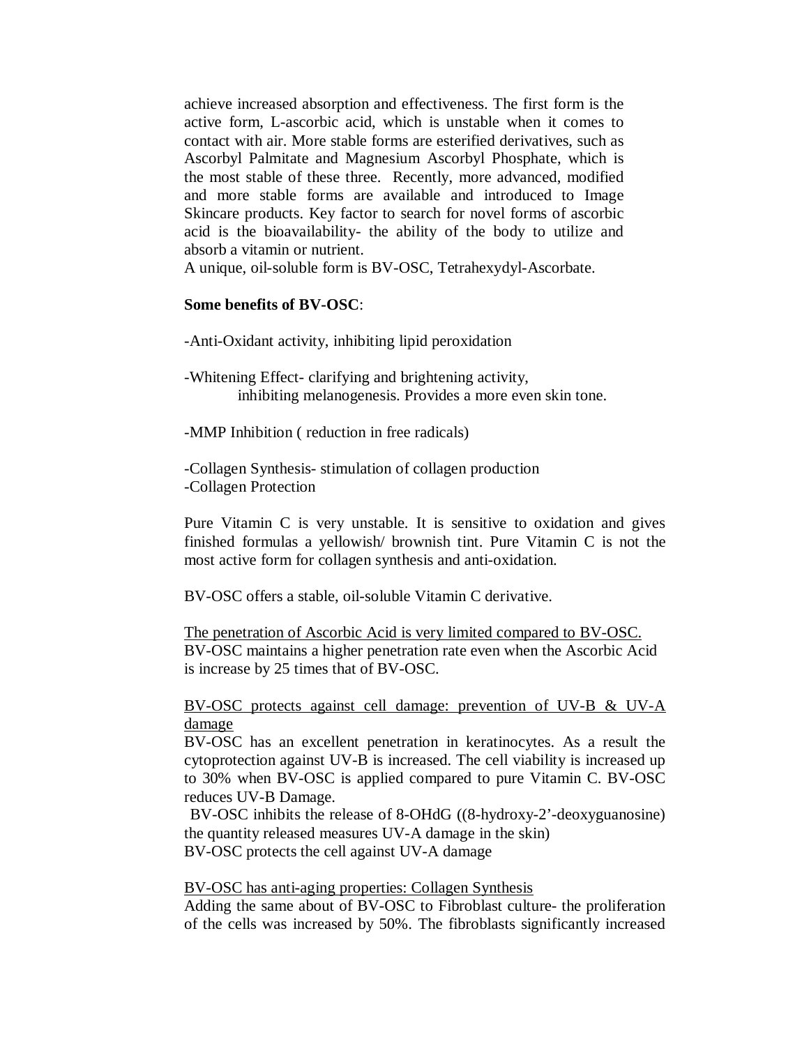achieve increased absorption and effectiveness. The first form is the active form, L-ascorbic acid, which is unstable when it comes to contact with air. More stable forms are esterified derivatives, such as Ascorbyl Palmitate and Magnesium Ascorbyl Phosphate, which is the most stable of these three. Recently, more advanced, modified and more stable forms are available and introduced to Image Skincare products. Key factor to search for novel forms of ascorbic acid is the bioavailability- the ability of the body to utilize and absorb a vitamin or nutrient.
A unique, oil-soluble form is BV-OSC, Tetrahexydyl-Ascorbate.

**Some benefits of BV-OSC**:

-Anti-Oxidant activity, inhibiting lipid peroxidation

-Whitening Effect- clarifying and brightening activity,
inhibiting melanogenesis. Provides a more even skin tone.

-MMP Inhibition ( reduction in free radicals)

-Collagen Synthesis- stimulation of collagen production
-Collagen Protection

Pure Vitamin C is very unstable. It is sensitive to oxidation and gives finished formulas a yellowish/ brownish tint. Pure Vitamin C is not the most active form for collagen synthesis and anti-oxidation.

BV-OSC offers a stable, oil-soluble Vitamin C derivative.

<u>The penetration of Ascorbic Acid is very limited compared to BV-OSC.</u>
BV-OSC maintains a higher penetration rate even when the Ascorbic Acid is increase by 25 times that of BV-OSC.

<u>BV-OSC protects against cell damage: prevention of UV-B & UV-A damage</u>
BV-OSC has an excellent penetration in keratinocytes. As a result the cytoprotection against UV-B is increased. The cell viability is increased up to 30% when BV-OSC is applied compared to pure Vitamin C. BV-OSC reduces UV-B Damage.
BV-OSC inhibits the release of 8-OHdG ((8-hydroxy-2'-deoxyguanosine) the quantity released measures UV-A damage in the skin)
BV-OSC protects the cell against UV-A damage

<u>BV-OSC has anti-aging properties: Collagen Synthesis</u>
Adding the same about of BV-OSC to Fibroblast culture- the proliferation of the cells was increased by 50%. The fibroblasts significantly increased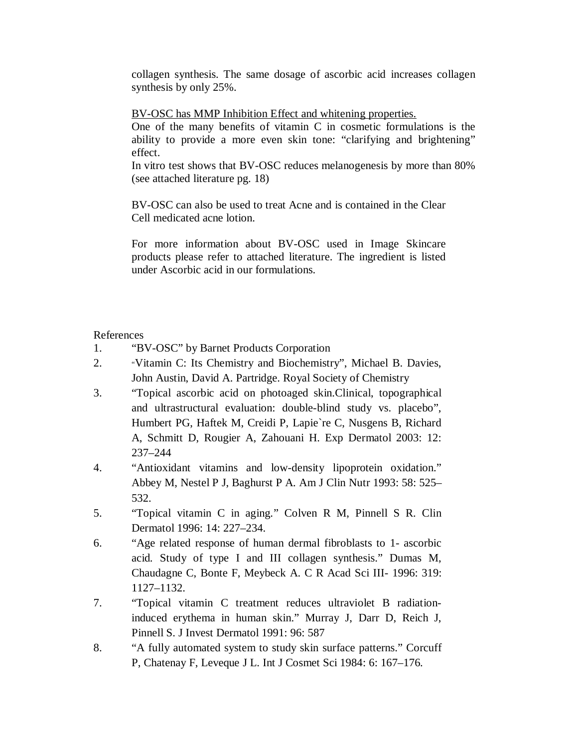collagen synthesis. The same dosage of ascorbic acid increases collagen synthesis by only 25%.

<u>BV-OSC has MMP Inhibition Effect and whitening properties.</u>

One of the many benefits of vitamin C in cosmetic formulations is the ability to provide a more even skin tone: "clarifying and brightening" effect.

In vitro test shows that BV-OSC reduces melanogenesis by more than 80% (see attached literature pg. 18)

BV-OSC can also be used to treat Acne and is contained in the Clear Cell medicated acne lotion.

For more information about BV-OSC used in Image Skincare products please refer to attached literature. The ingredient is listed under Ascorbic acid in our formulations.

References

1. "BV-OSC" by Barnet Products Corporation
2. "Vitamin C: Its Chemistry and Biochemistry", Michael B. Davies, John Austin, David A. Partridge. Royal Society of Chemistry
3. "Topical ascorbic acid on photoaged skin.Clinical, topographical and ultrastructural evaluation: double-blind study vs. placebo", Humbert PG, Haftek M, Creidi P, Lapie`re C, Nusgens B, Richard A, Schmitt D, Rougier A, Zahouani H. Exp Dermatol 2003: 12: 237–244
4. "Antioxidant vitamins and low-density lipoprotein oxidation." Abbey M, Nestel P J, Baghurst P A. Am J Clin Nutr 1993: 58: 525–532.
5. "Topical vitamin C in aging." Colven R M, Pinnell S R. Clin Dermatol 1996: 14: 227–234.
6. "Age related response of human dermal fibroblasts to 1- ascorbic acid. Study of type I and III collagen synthesis." Dumas M, Chaudagne C, Bonte F, Meybeck A. C R Acad Sci III- 1996: 319: 1127–1132.
7. "Topical vitamin C treatment reduces ultraviolet B radiation-induced erythema in human skin." Murray J, Darr D, Reich J, Pinnell S. J Invest Dermatol 1991: 96: 587
8. "A fully automated system to study skin surface patterns." Corcuff P, Chatenay F, Leveque J L. Int J Cosmet Sci 1984: 6: 167–176.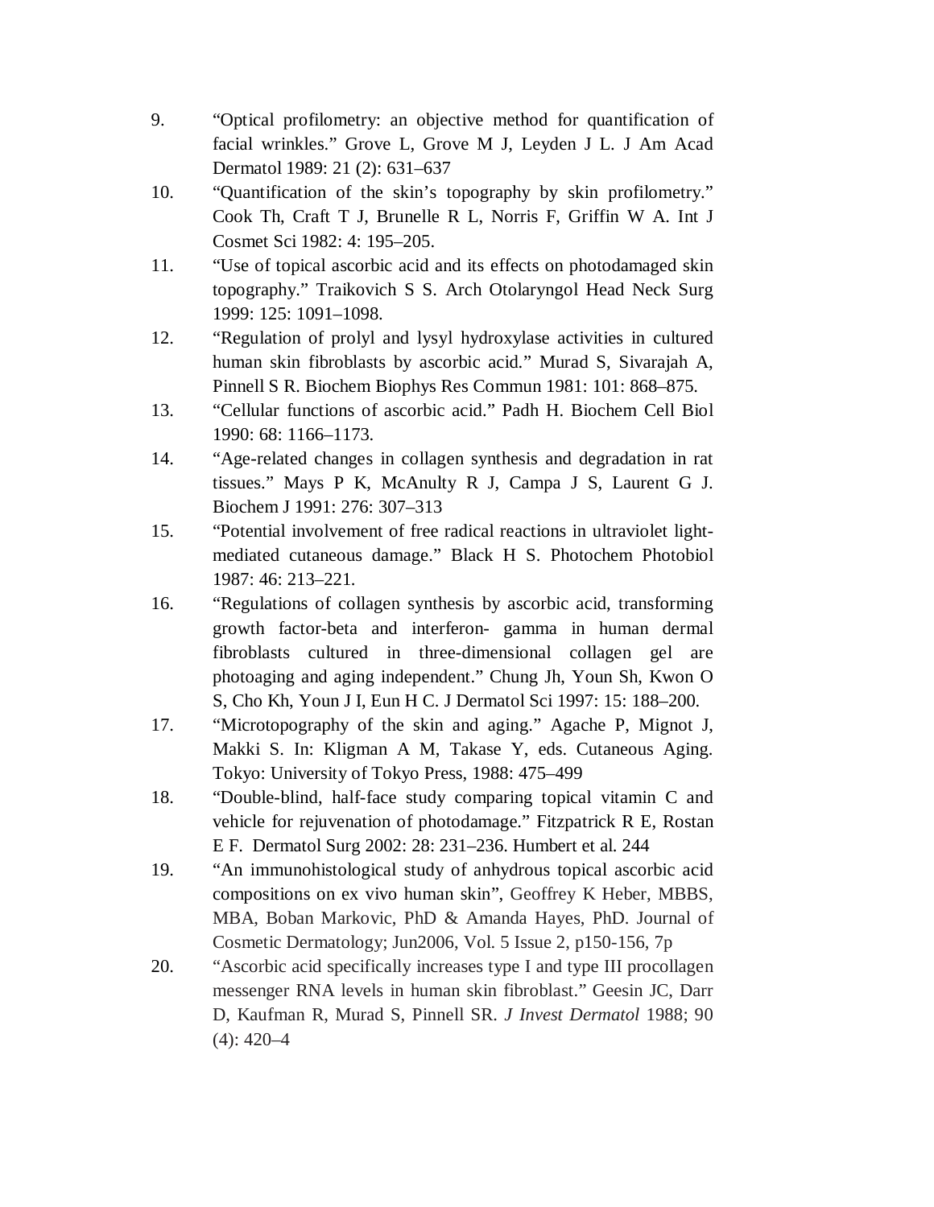9. "Optical profilometry: an objective method for quantification of facial wrinkles." Grove L, Grove M J, Leyden J L. J Am Acad Dermatol 1989: 21 (2): 631–637
10. "Quantification of the skin's topography by skin profilometry." Cook Th, Craft T J, Brunelle R L, Norris F, Griffin W A. Int J Cosmet Sci 1982: 4: 195–205.
11. "Use of topical ascorbic acid and its effects on photodamaged skin topography." Traikovich S S. Arch Otolaryngol Head Neck Surg 1999: 125: 1091–1098.
12. "Regulation of prolyl and lysyl hydroxylase activities in cultured human skin fibroblasts by ascorbic acid." Murad S, Sivarajah A, Pinnell S R. Biochem Biophys Res Commun 1981: 101: 868–875.
13. "Cellular functions of ascorbic acid." Padh H. Biochem Cell Biol 1990: 68: 1166–1173.
14. "Age-related changes in collagen synthesis and degradation in rat tissues." Mays P K, McAnulty R J, Campa J S, Laurent G J. Biochem J 1991: 276: 307–313
15. "Potential involvement of free radical reactions in ultraviolet light-mediated cutaneous damage." Black H S. Photochem Photobiol 1987: 46: 213–221.
16. "Regulations of collagen synthesis by ascorbic acid, transforming growth factor-beta and interferon- gamma in human dermal fibroblasts cultured in three-dimensional collagen gel are photoaging and aging independent." Chung Jh, Youn Sh, Kwon O S, Cho Kh, Youn J I, Eun H C. J Dermatol Sci 1997: 15: 188–200.
17. "Microtopography of the skin and aging." Agache P, Mignot J, Makki S. In: Kligman A M, Takase Y, eds. Cutaneous Aging. Tokyo: University of Tokyo Press, 1988: 475–499
18. "Double-blind, half-face study comparing topical vitamin C and vehicle for rejuvenation of photodamage." Fitzpatrick R E, Rostan E F. Dermatol Surg 2002: 28: 231–236. Humbert et al. 244
19. "An immunohistological study of anhydrous topical ascorbic acid compositions on ex vivo human skin", Geoffrey K Heber, MBBS, MBA, Boban Markovic, PhD & Amanda Hayes, PhD. Journal of Cosmetic Dermatology; Jun2006, Vol. 5 Issue 2, p150-156, 7p
20. "Ascorbic acid specifically increases type I and type III procollagen messenger RNA levels in human skin fibroblast." Geesin JC, Darr D, Kaufman R, Murad S, Pinnell SR. *J Invest Dermatol* 1988; 90 (4): 420–4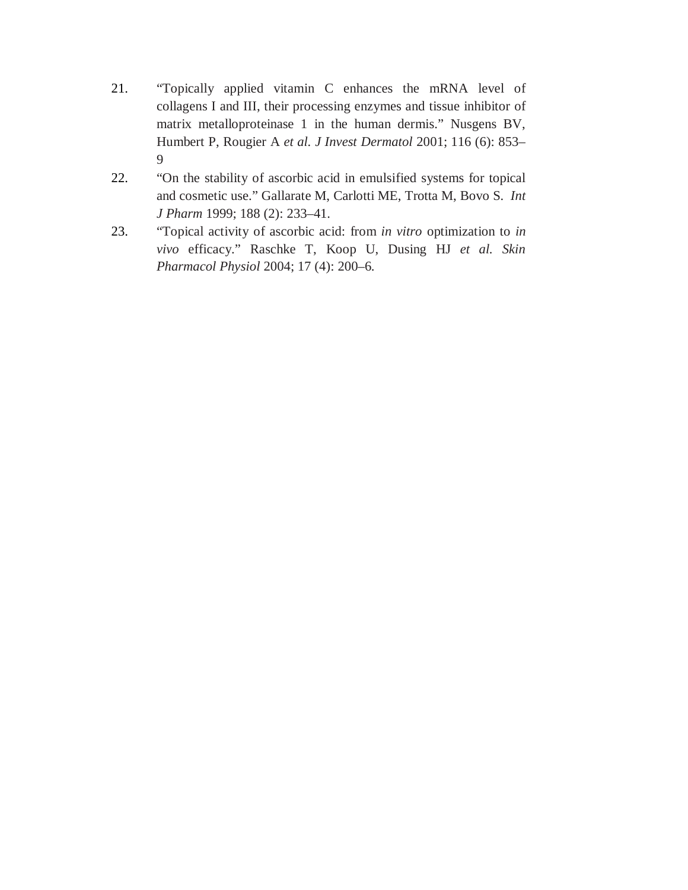21. "Topically applied vitamin C enhances the mRNA level of collagens I and III, their processing enzymes and tissue inhibitor of matrix metalloproteinase 1 in the human dermis." Nusgens BV, Humbert P, Rougier A *et al. J Invest Dermatol* 2001; 116 (6): 853–9
22. "On the stability of ascorbic acid in emulsified systems for topical and cosmetic use." Gallarate M, Carlotti ME, Trotta M, Bovo S. *Int J Pharm* 1999; 188 (2): 233–41.
23. "Topical activity of ascorbic acid: from *in vitro* optimization to *in vivo* efficacy." Raschke T, Koop U, Dusing HJ *et al. Skin Pharmacol Physiol* 2004; 17 (4): 200–6.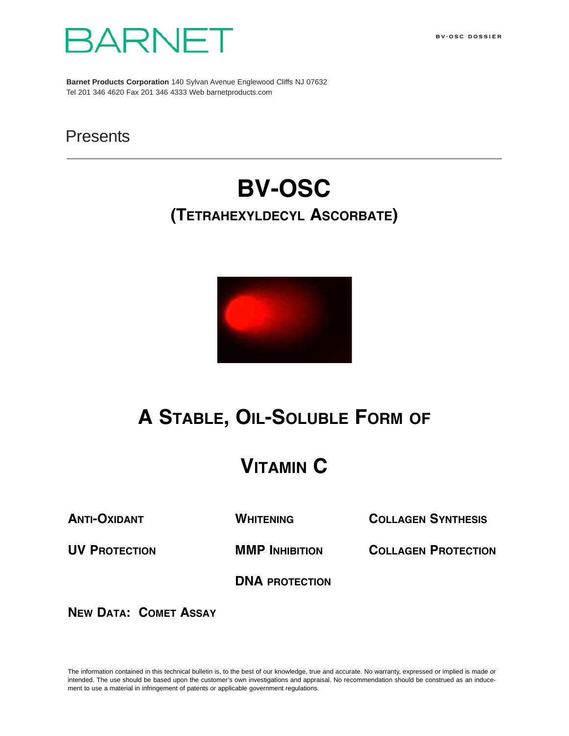BARNET

BV-OSC DOSSIER

**Barnet Products Corporation** 140 Sylvan Avenue Englewood Cliffs NJ 07632
Tel 201 346 4620 Fax 201 346 4333 Web barnetproducts.com

Presents

# BV-OSC

## (Tetrahexyldecyl Ascorbate)

# A Stable, Oil-Soluble Form of

# Vitamin C

**Anti-Oxidant**

**Whitening**

**Collagen Synthesis**

**UV Protection**

**MMP Inhibition**

**Collagen Protection**

**DNA protection**

**New Data: Comet Assay**

The information contained in this technical bulletin is, to the best of our knowledge, true and accurate. No warranty, expressed or implied is made or intended. The use should be based upon the customer's own investigations and appraisal. No recommendation should be construed as an inducement to use a material in infringement of patents or applicable government regulations.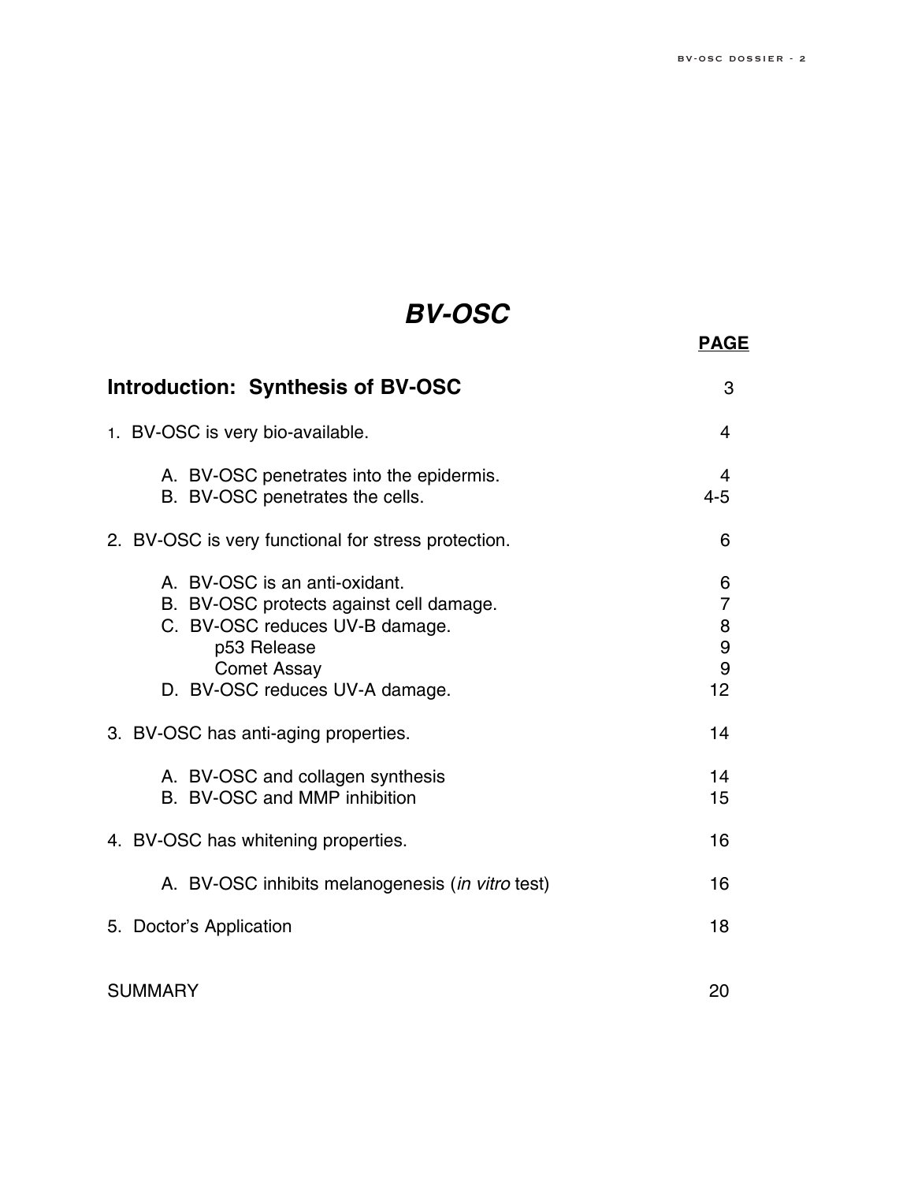# *BV-OSC*

| | PAGE |
|---|---|
| **Introduction: Synthesis of BV-OSC** | 3 |
| 1. BV-OSC is very bio-available. | 4 |
| A. BV-OSC penetrates into the epidermis. | 4 |
| B. BV-OSC penetrates the cells. | 4-5 |
| 2. BV-OSC is very functional for stress protection. | 6 |
| A. BV-OSC is an anti-oxidant. | 6 |
| B. BV-OSC protects against cell damage. | 7 |
| C. BV-OSC reduces UV-B damage. | 8 |
| p53 Release | 9 |
| Comet Assay | 9 |
| D. BV-OSC reduces UV-A damage. | 12 |
| 3. BV-OSC has anti-aging properties. | 14 |
| A. BV-OSC and collagen synthesis | 14 |
| B. BV-OSC and MMP inhibition | 15 |
| 4. BV-OSC has whitening properties. | 16 |
| A. BV-OSC inhibits melanogenesis (*in vitro* test) | 16 |
| 5. Doctor's Application | 18 |
| SUMMARY | 20 |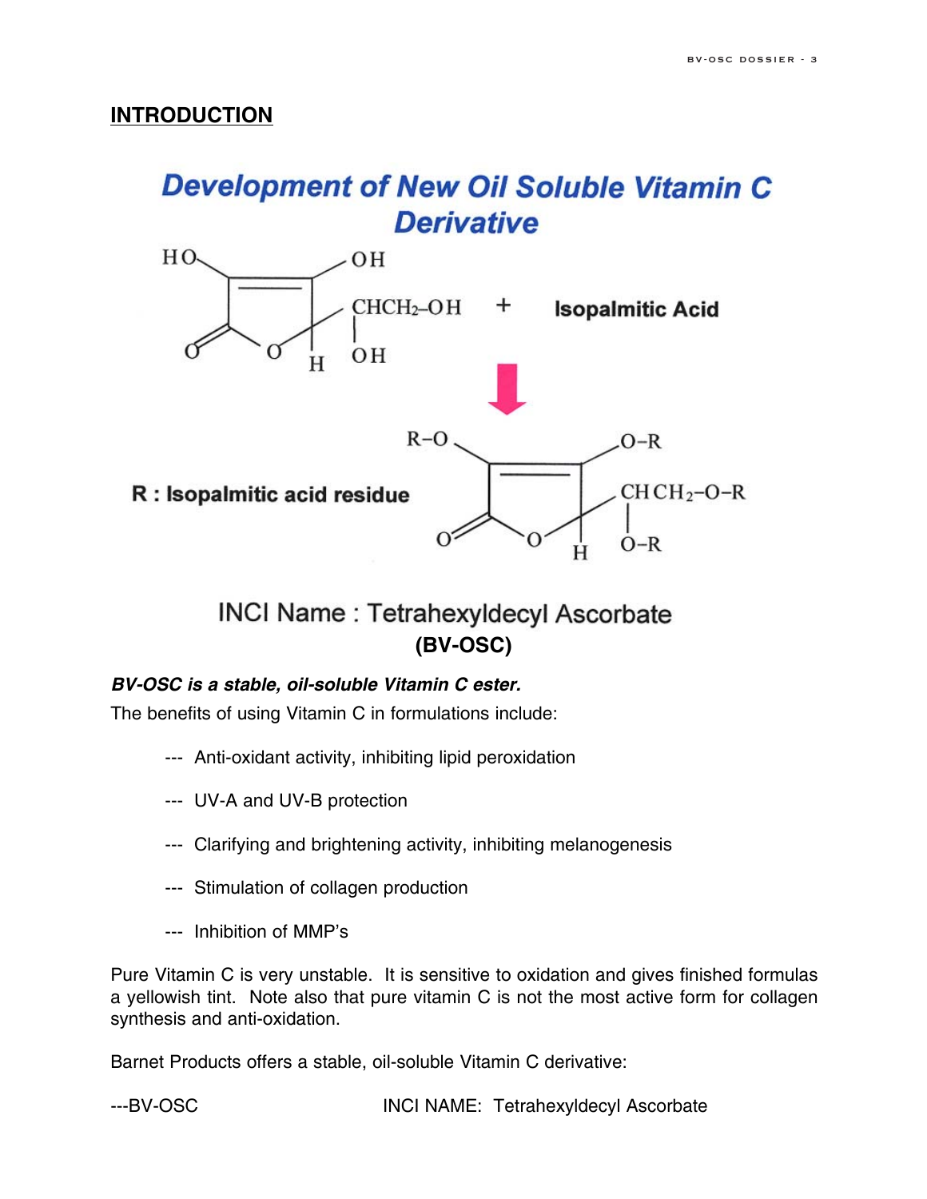## INTRODUCTION

### Development of New Oil Soluble Vitamin C Derivative

HO OH CHCH$_2$–OH OH O O H + Isopalmitic Acid

R : Isopalmitic acid residue

R–O O–R CHCH$_2$–O–R O–R O O H

INCI Name : Tetrahexyldecyl Ascorbate

**(BV-OSC)**

***BV-OSC is a stable, oil-soluble Vitamin C ester.***

The benefits of using Vitamin C in formulations include:

--- Anti-oxidant activity, inhibiting lipid peroxidation

--- UV-A and UV-B protection

--- Clarifying and brightening activity, inhibiting melanogenesis

--- Stimulation of collagen production

--- Inhibition of MMP's

Pure Vitamin C is very unstable. It is sensitive to oxidation and gives finished formulas a yellowish tint. Note also that pure vitamin C is not the most active form for collagen synthesis and anti-oxidation.

Barnet Products offers a stable, oil-soluble Vitamin C derivative:

---BV-OSC INCI NAME: Tetrahexyldecyl Ascorbate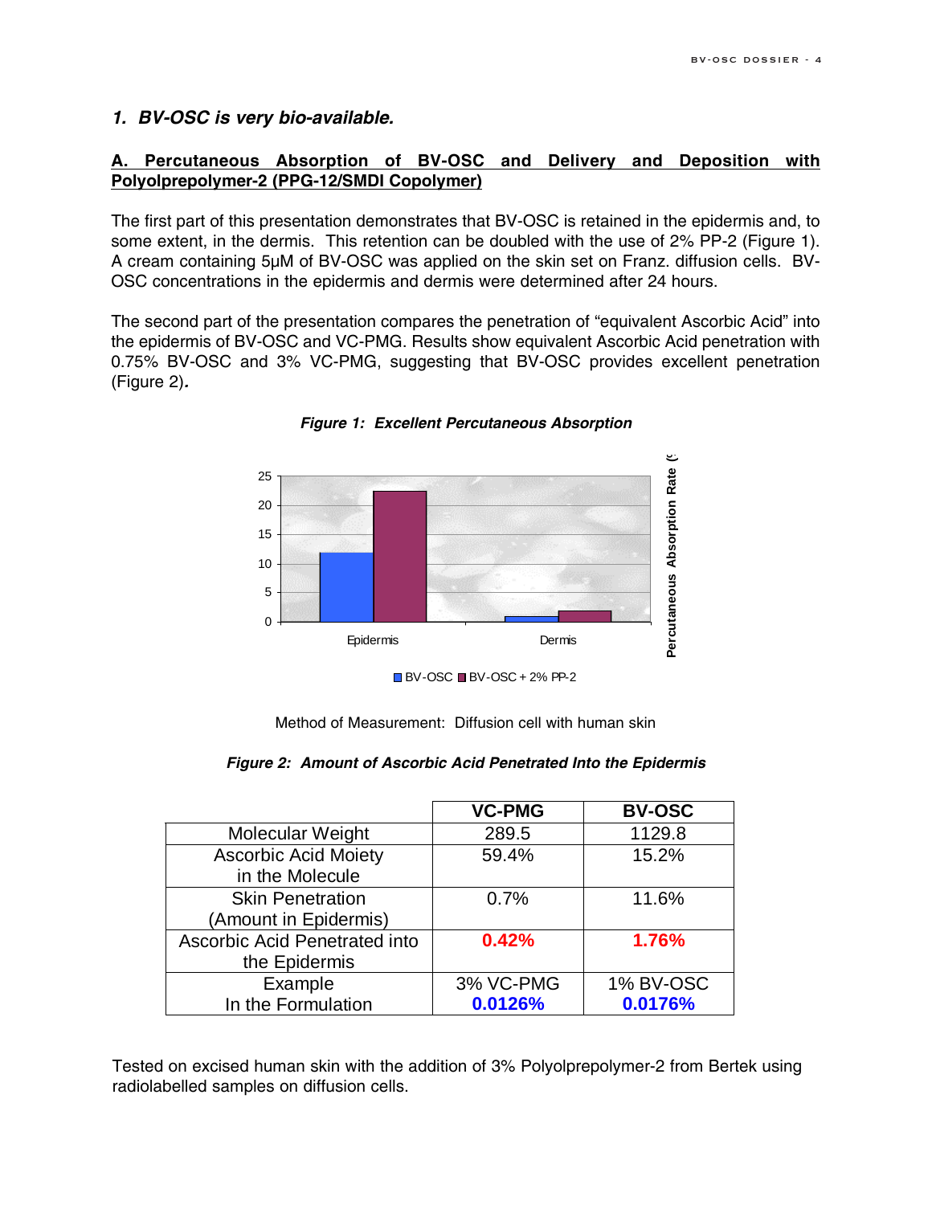## 1. *BV-OSC is very bio-available.*

### A. Percutaneous Absorption of BV-OSC and Delivery and Deposition with Polyolprepolymer-2 (PPG-12/SMDI Copolymer)

The first part of this presentation demonstrates that BV-OSC is retained in the epidermis and, to some extent, in the dermis. This retention can be doubled with the use of 2% PP-2 (Figure 1). A cream containing 5µM of BV-OSC was applied on the skin set on Franz. diffusion cells. BV-OSC concentrations in the epidermis and dermis were determined after 24 hours.

The second part of the presentation compares the penetration of "equivalent Ascorbic Acid" into the epidermis of BV-OSC and VC-PMG. Results show equivalent Ascorbic Acid penetration with 0.75% BV-OSC and 3% VC-PMG, suggesting that BV-OSC provides excellent penetration (Figure 2)***.***

***Figure 1: Excellent Percutaneous Absorption***

Method of Measurement: Diffusion cell with human skin

***Figure 2: Amount of Ascorbic Acid Penetrated Into the Epidermis***

| | **VC-PMG** | **BV-OSC** |
|---|---|---|
| Molecular Weight | 289.5 | 1129.8 |
| Ascorbic Acid Moiety in the Molecule | 59.4% | 15.2% |
| Skin Penetration (Amount in Epidermis) | 0.7% | 11.6% |
| Ascorbic Acid Penetrated into the Epidermis | **0.42%** | **1.76%** |
| Example In the Formulation | 3% VC-PMG **0.0126%** | 1% BV-OSC **0.0176%** |

Tested on excised human skin with the addition of 3% Polyolprepolymer-2 from Bertek using radiolabelled samples on diffusion cells.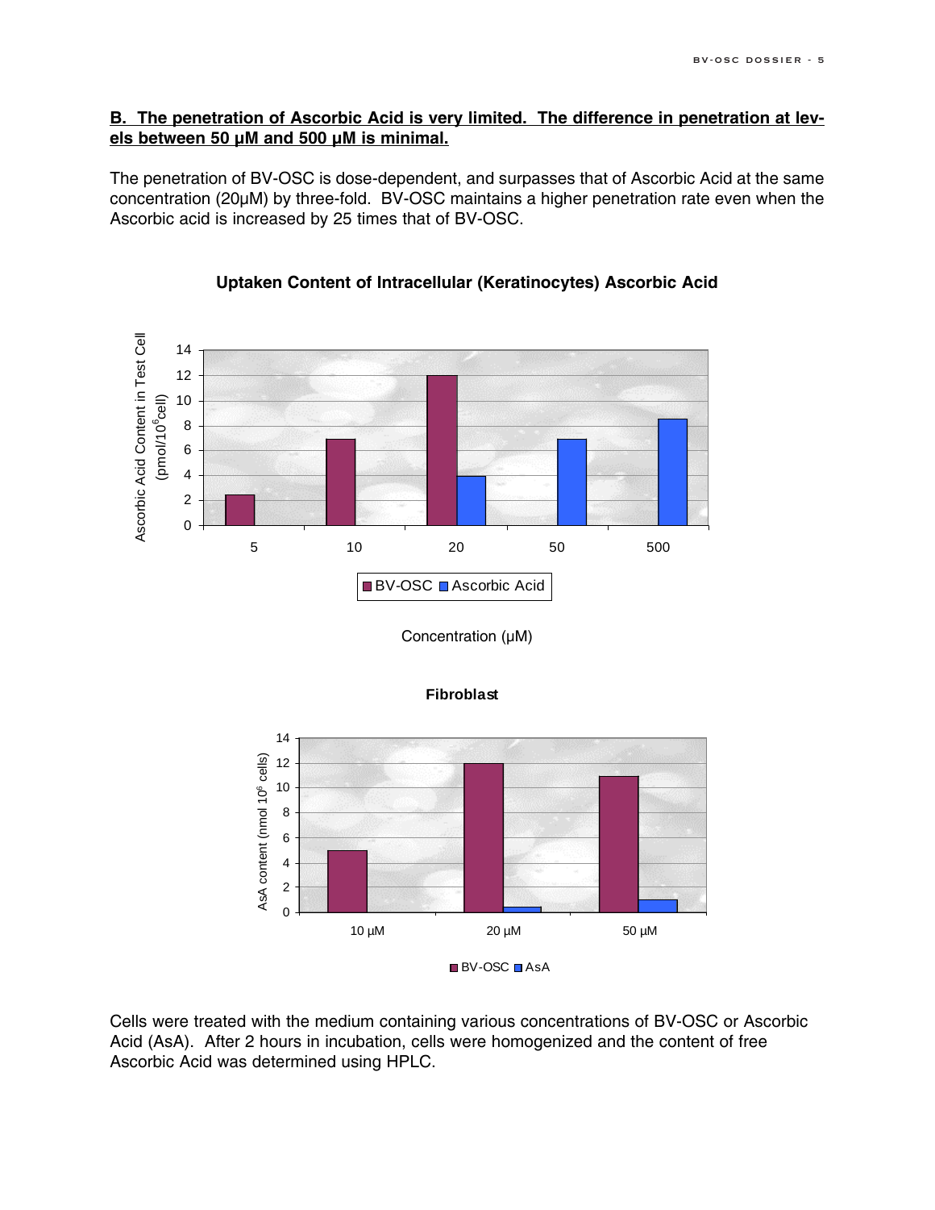**B. The penetration of Ascorbic Acid is very limited. The difference in penetration at levels between 50 µM and 500 µM is minimal.**

The penetration of BV-OSC is dose-dependent, and surpasses that of Ascorbic Acid at the same concentration (20µM) by three-fold. BV-OSC maintains a higher penetration rate even when the Ascorbic acid is increased by 25 times that of BV-OSC.

**Uptaken Content of Intracellular (Keratinocytes) Ascorbic Acid**

| Concentration (µM) | BV-OSC | Ascorbic Acid |
|---|---|---|
| 5 | 2.4 | |
| 10 | 6.9 | |
| 20 | 12 | 3.9 |
| 50 | | 6.9 |
| 500 | | 8.5 |

Y-axis: Ascorbic Acid Content in Test Cell (pmol/$10^6$cell)

**Fibroblast**

| Concentration | BV-OSC | AsA |
|---|---|---|
| 10 µM | 5 | |
| 20 µM | 12 | 0.4 |
| 50 µM | 10.9 | 1 |

Y-axis: AsA content (nmol $10^6$ cells)

Cells were treated with the medium containing various concentrations of BV-OSC or Ascorbic Acid (AsA). After 2 hours in incubation, cells were homogenized and the content of free Ascorbic Acid was determined using HPLC.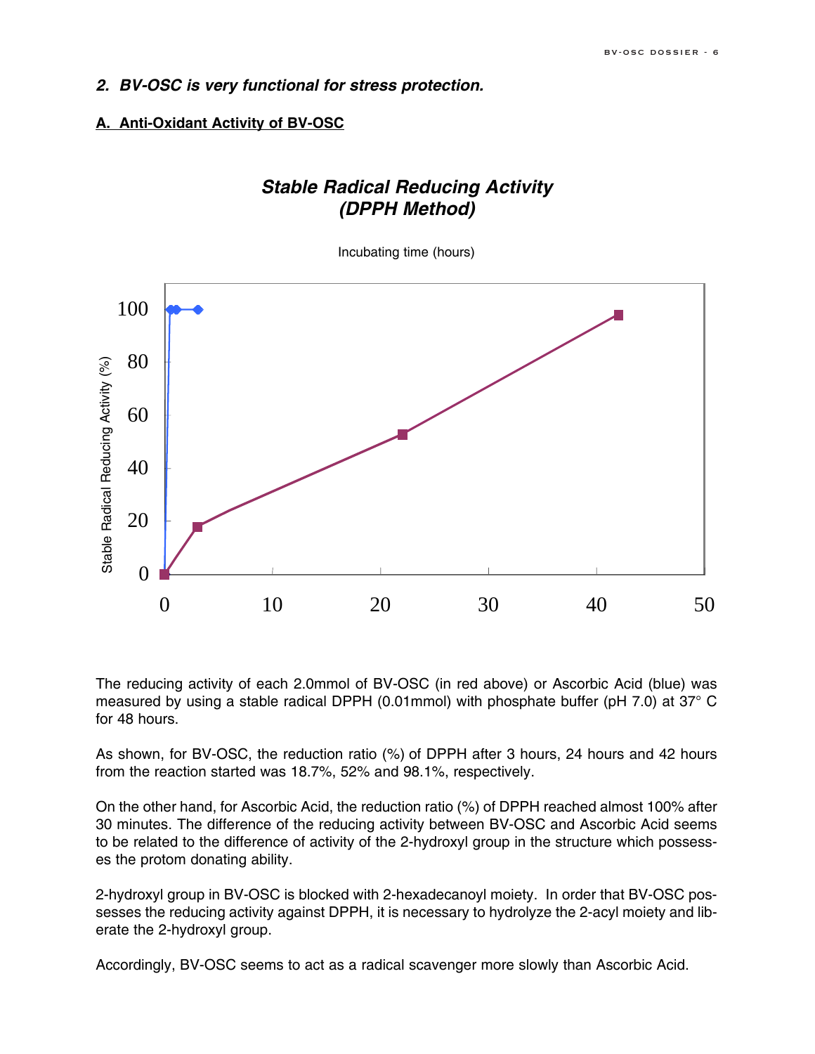## *2. BV-OSC is very functional for stress protection.*

### A. Anti-Oxidant Activity of BV-OSC

***Stable Radical Reducing Activity (DPPH Method)***

Incubating time (hours)

The reducing activity of each 2.0mmol of BV-OSC (in red above) or Ascorbic Acid (blue) was measured by using a stable radical DPPH (0.01mmol) with phosphate buffer (pH 7.0) at 37° C for 48 hours.

As shown, for BV-OSC, the reduction ratio (%) of DPPH after 3 hours, 24 hours and 42 hours from the reaction started was 18.7%, 52% and 98.1%, respectively.

On the other hand, for Ascorbic Acid, the reduction ratio (%) of DPPH reached almost 100% after 30 minutes. The difference of the reducing activity between BV-OSC and Ascorbic Acid seems to be related to the difference of activity of the 2-hydroxyl group in the structure which possesses the protom donating ability.

2-hydroxyl group in BV-OSC is blocked with 2-hexadecanoyl moiety. In order that BV-OSC possesses the reducing activity against DPPH, it is necessary to hydrolyze the 2-acyl moiety and liberate the 2-hydroxyl group.

Accordingly, BV-OSC seems to act as a radical scavenger more slowly than Ascorbic Acid.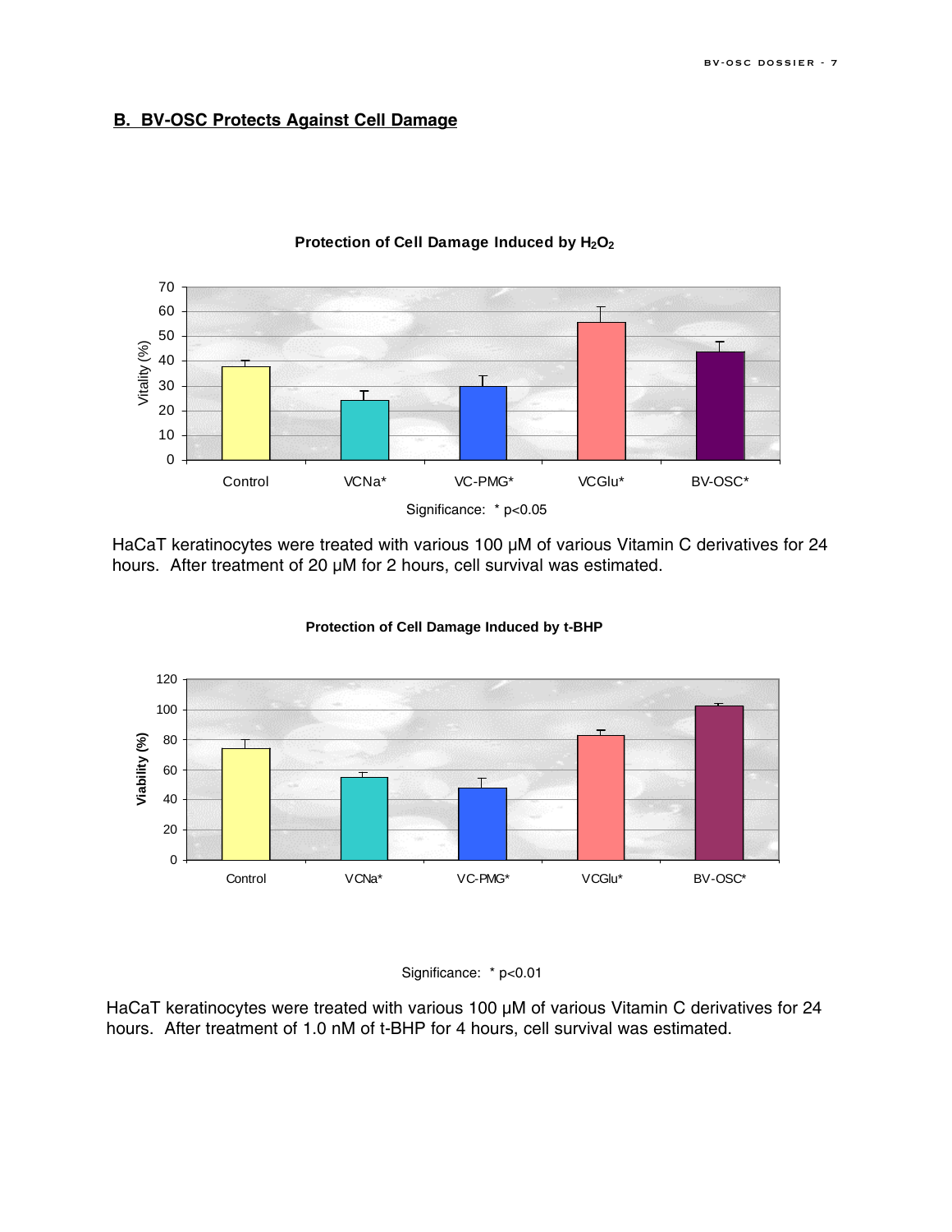## B. BV-OSC Protects Against Cell Damage

**Protection of Cell Damage Induced by $H_2O_2$**

Significance: * $p<0.05$

HaCaT keratinocytes were treated with various 100 μM of various Vitamin C derivatives for 24 hours. After treatment of 20 μM for 2 hours, cell survival was estimated.

**Protection of Cell Damage Induced by t-BHP**

Significance: * $p<0.01$

HaCaT keratinocytes were treated with various 100 μM of various Vitamin C derivatives for 24 hours. After treatment of 1.0 nM of t-BHP for 4 hours, cell survival was estimated.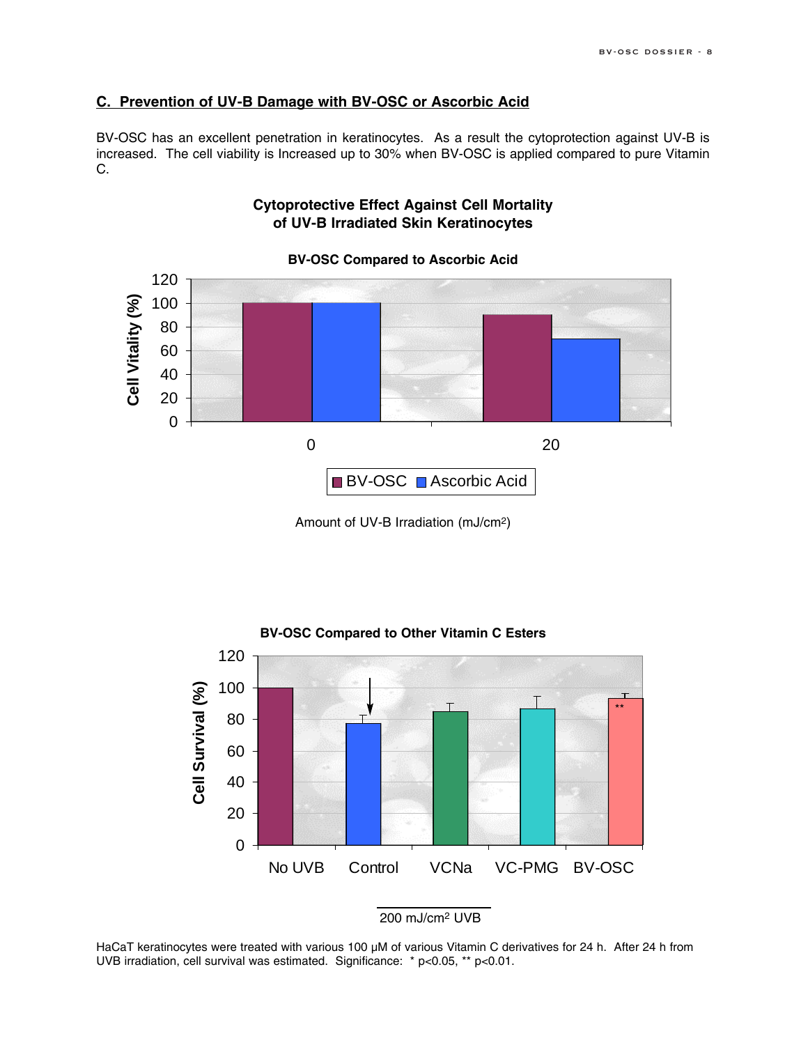## C. Prevention of UV-B Damage with BV-OSC or Ascorbic Acid

BV-OSC has an excellent penetration in keratinocytes. As a result the cytoprotection against UV-B is increased. The cell viability is Increased up to 30% when BV-OSC is applied compared to pure Vitamin C.

### Cytoprotective Effect Against Cell Mortality of UV-B Irradiated Skin Keratinocytes

**BV-OSC Compared to Ascorbic Acid**

| Amount of UV-B Irradiation ($mJ/cm^2$) | BV-OSC | Ascorbic Acid |
|---|---|---|
| 0 | 100 | 100 |
| 20 | 90 | 70 |

Cell Vitality (%)

Amount of UV-B Irradiation ($mJ/cm^2$)

**BV-OSC Compared to Other Vitamin C Esters**

Cell Survival (%)

No UVB | Control | VCNa | VC-PMG | BV-OSC **

200 $mJ/cm^2$ UVB

HaCaT keratinocytes were treated with various 100 µM of various Vitamin C derivatives for 24 h. After 24 h from UVB irradiation, cell survival was estimated. Significance: * $p<0.05$, ** $p<0.01$.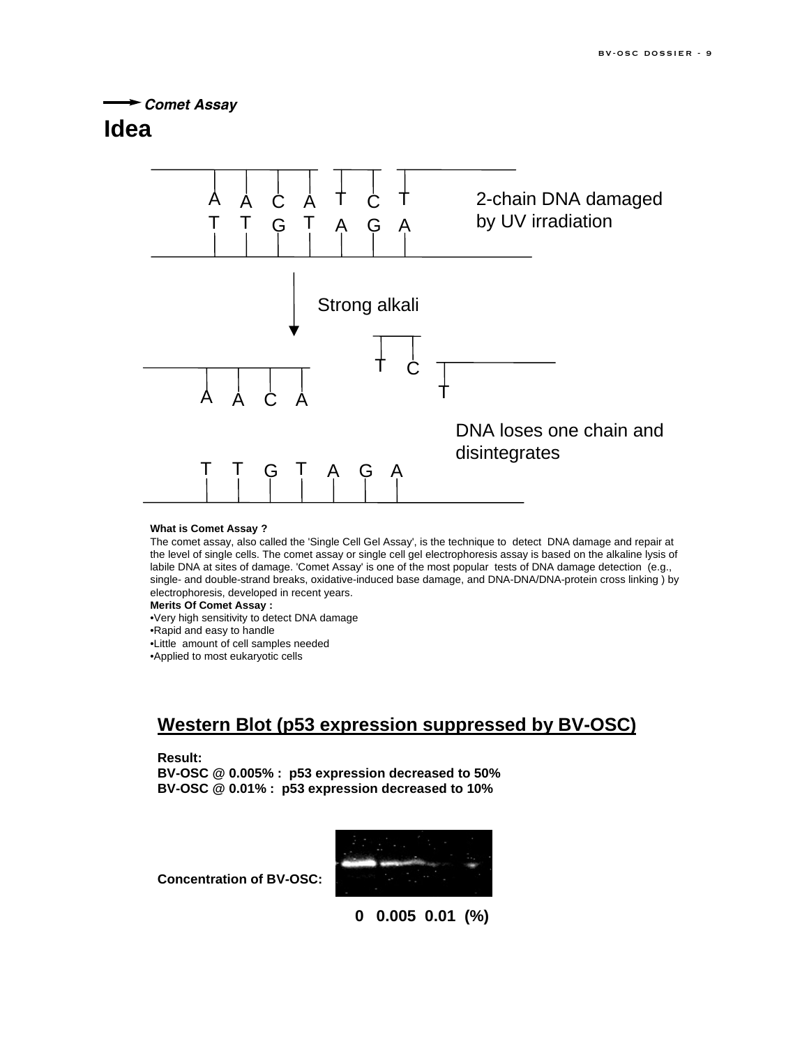**Comet Assay**

# Idea

A A C A T C T
T T G T A G A

2-chain DNA damaged by UV irradiation

Strong alkali

A A C A T C T

T T G T A G A

DNA loses one chain and disintegrates

**What is Comet Assay ?**

The comet assay, also called the 'Single Cell Gel Assay', is the technique to detect DNA damage and repair at the level of single cells. The comet assay or single cell gel electrophoresis assay is based on the alkaline lysis of labile DNA at sites of damage. 'Comet Assay' is one of the most popular tests of DNA damage detection (e.g., single- and double-strand breaks, oxidative-induced base damage, and DNA-DNA/DNA-protein cross linking ) by electrophoresis, developed in recent years.

**Merits Of Comet Assay :**

- Very high sensitivity to detect DNA damage
- Rapid and easy to handle
- Little amount of cell samples needed
- Applied to most eukaryotic cells

## Western Blot (p53 expression suppressed by BV-OSC)

**Result:**
**BV-OSC @ 0.005% : p53 expression decreased to 50%**
**BV-OSC @ 0.01% : p53 expression decreased to 10%**

**Concentration of BV-OSC:**

**0 0.005 0.01 (%)**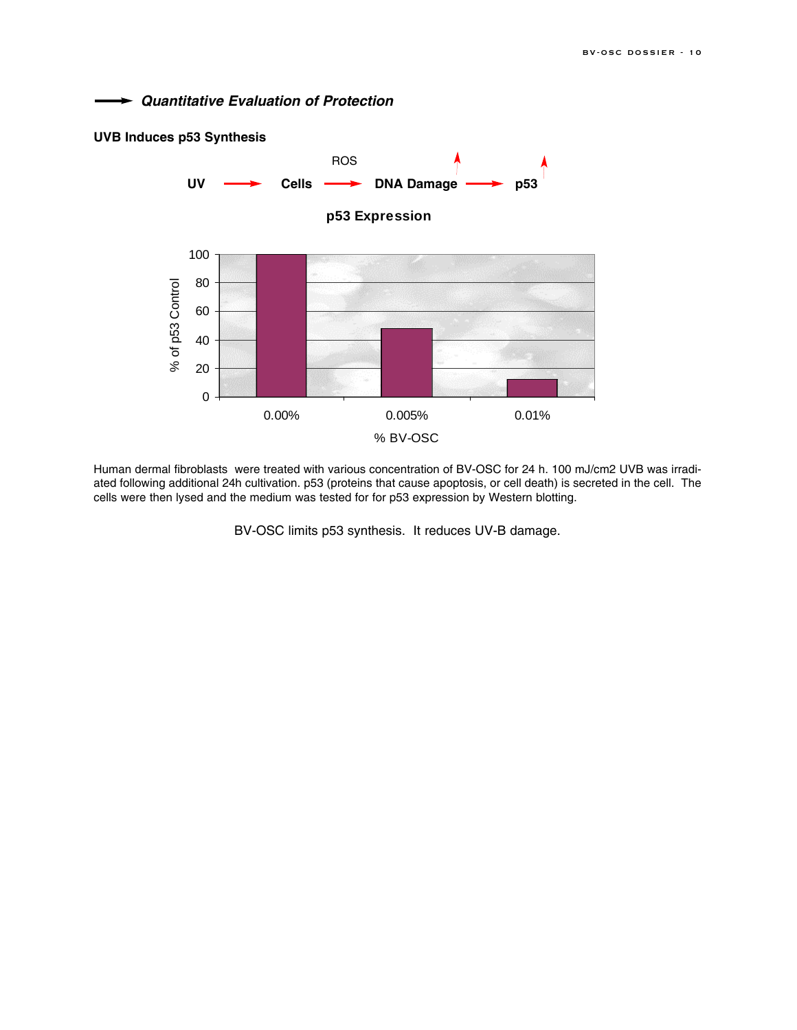## Quantitative Evaluation of Protection

**UVB Induces p53 Synthesis**

UV → Cells → (ROS) DNA Damage ↑ → p53 ↑

**p53 Expression**

| % BV-OSC | % of p53 Control |
|---|---|
| 0.00% | 100 |
| 0.005% | 48 |
| 0.01% | 12 |

Human dermal fibroblasts were treated with various concentration of BV-OSC for 24 h. 100 mJ/cm2 UVB was irradiated following additional 24h cultivation. p53 (proteins that cause apoptosis, or cell death) is secreted in the cell. The cells were then lysed and the medium was tested for for p53 expression by Western blotting.

BV-OSC limits p53 synthesis. It reduces UV-B damage.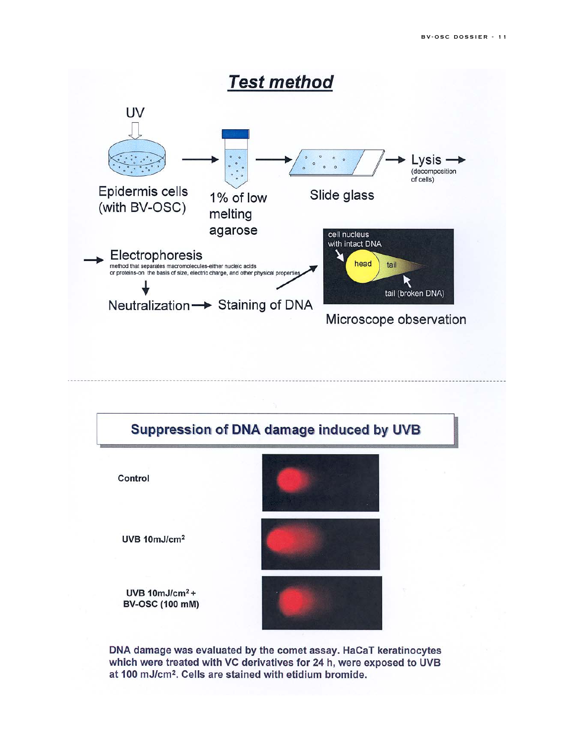## *Test method*

UV

Epidermis cells (with BV-OSC) → 1% of low melting agarose → Slide glass → Lysis (decomposition of cells) →

→ Electrophoresis
method that separates macromolecules-either nucleic acids or proteins-on the basis of size, electric charge, and other physical properties

↓

Neutralization → Staining of DNA → Microscope observation

cell nucleus with intact DNA

head

tail

tail (broken DNA)

## Suppression of DNA damage induced by UVB

**Control**

**UVB 10mJ/cm²**

**UVB 10mJ/cm² + BV-OSC (100 mM)**

**DNA damage was evaluated by the comet assay. HaCaT keratinocytes which were treated with VC derivatives for 24 h, were exposed to UVB at 100 mJ/cm². Cells are stained with etidium bromide.**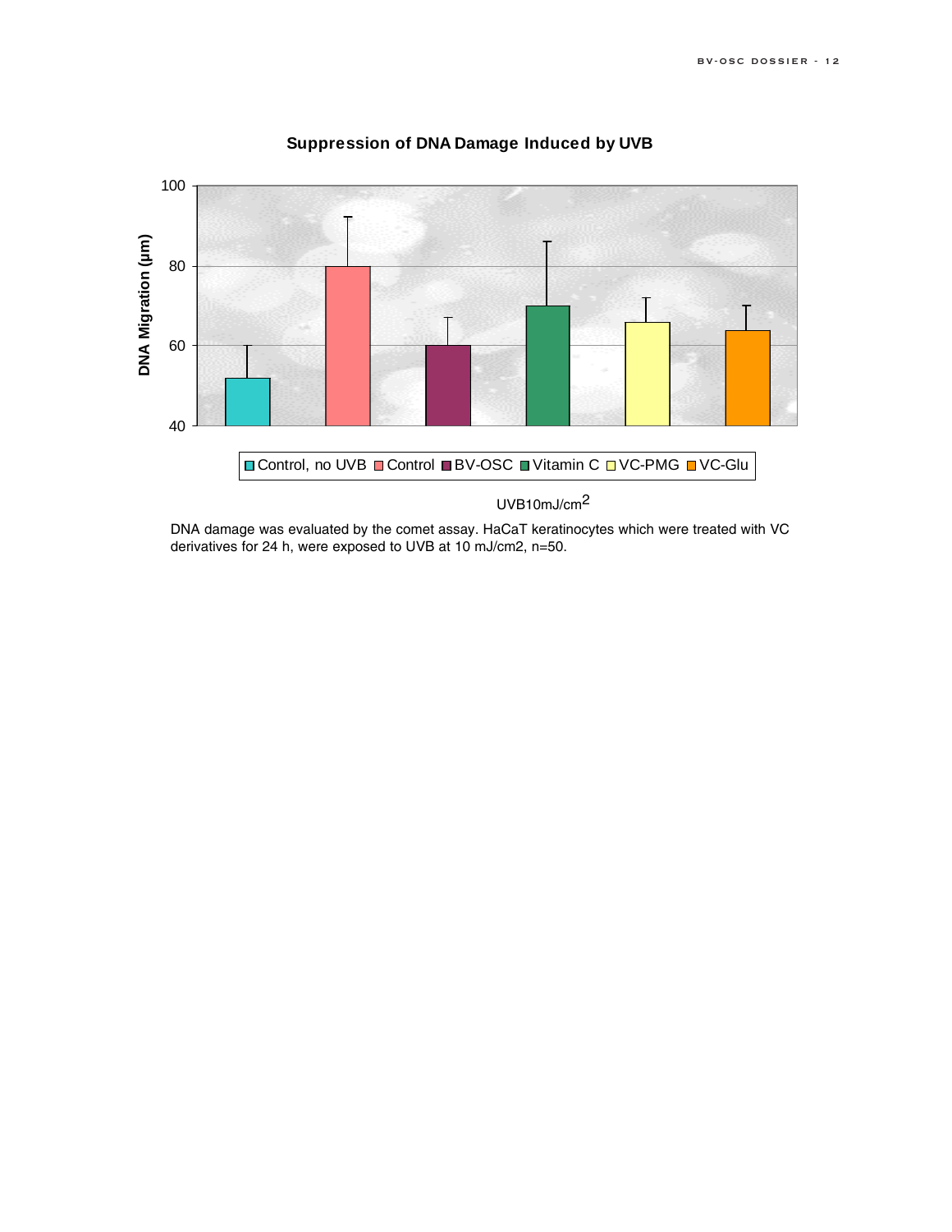**Suppression of DNA Damage Induced by UVB**

| | Control, no UVB | Control | BV-OSC | Vitamin C | VC-PMG | VC-Glu |
|---|---|---|---|---|---|---|
| DNA Migration (µm) | 52 | 80 | 60 | 70 | 66 | 64 |

UVB10mJ/cm$^2$

DNA damage was evaluated by the comet assay. HaCaT keratinocytes which were treated with VC derivatives for 24 h, were exposed to UVB at 10 mJ/cm2, n=50.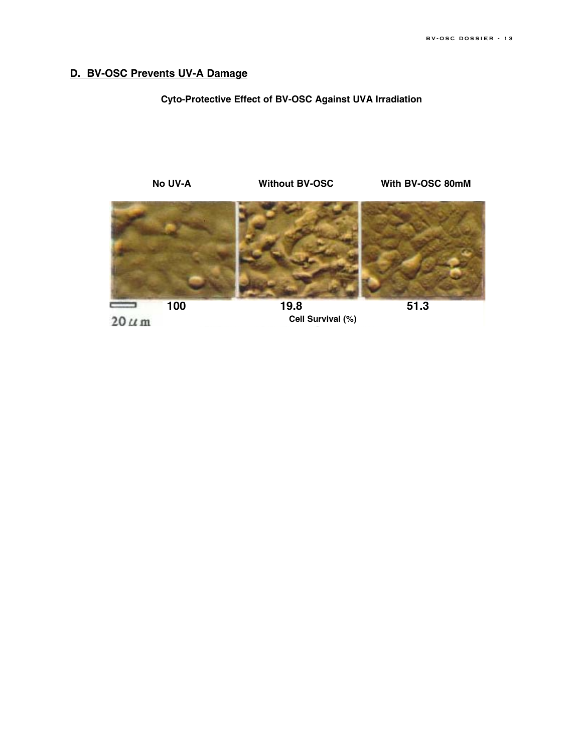## D. BV-OSC Prevents UV-A Damage

**Cyto-Protective Effect of BV-OSC Against UVA Irradiation**

| No UV-A | Without BV-OSC | With BV-OSC 80mM |
| --- | --- | --- |
| 100 | 19.8 | 51.3 |

Cell Survival (%)

20 μm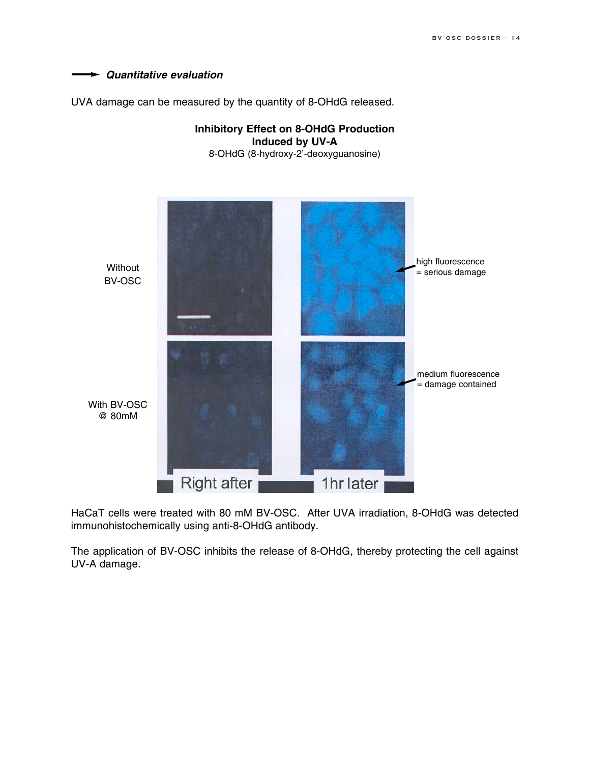### *Quantitative evaluation*

UVA damage can be measured by the quantity of 8-OHdG released.

**Inhibitory Effect on 8-OHdG Production Induced by UV-A**

8-OHdG (8-hydroxy-2'-deoxyguanosine)

Without BV-OSC

high fluorescence = serious damage

With BV-OSC @ 80mM

medium fluorescence = damage contained

Right after

1hr later

HaCaT cells were treated with 80 mM BV-OSC. After UVA irradiation, 8-OHdG was detected immunohistochemically using anti-8-OHdG antibody.

The application of BV-OSC inhibits the release of 8-OHdG, thereby protecting the cell against UV-A damage.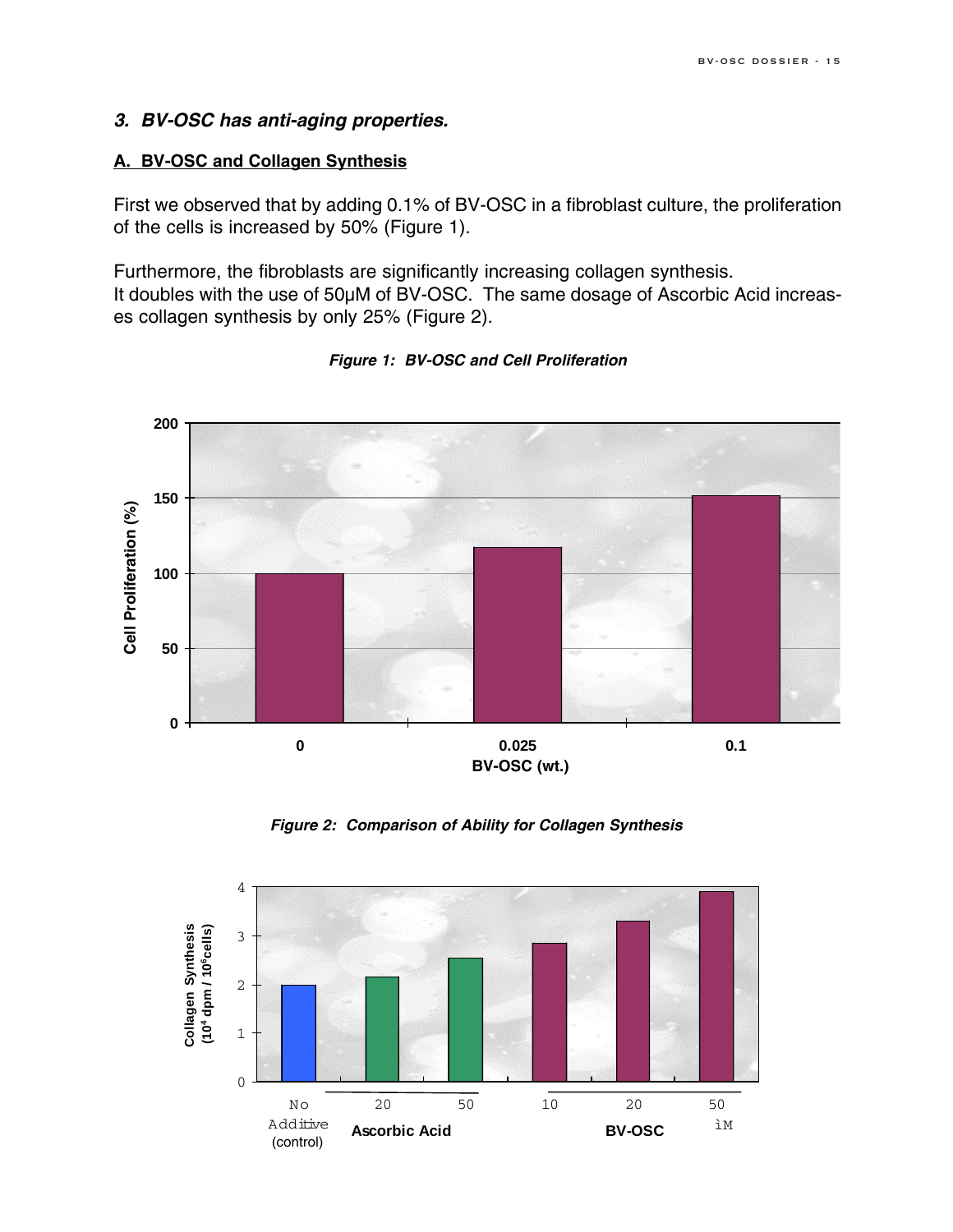### *3. BV-OSC has anti-aging properties.*

**A. BV-OSC and Collagen Synthesis**

First we observed that by adding 0.1% of BV-OSC in a fibroblast culture, the proliferation of the cells is increased by 50% (Figure 1).

Furthermore, the fibroblasts are significantly increasing collagen synthesis.
It doubles with the use of 50µM of BV-OSC. The same dosage of Ascorbic Acid increases collagen synthesis by only 25% (Figure 2).

***Figure 1: BV-OSC and Cell Proliferation***

***Figure 2: Comparison of Ability for Collagen Synthesis***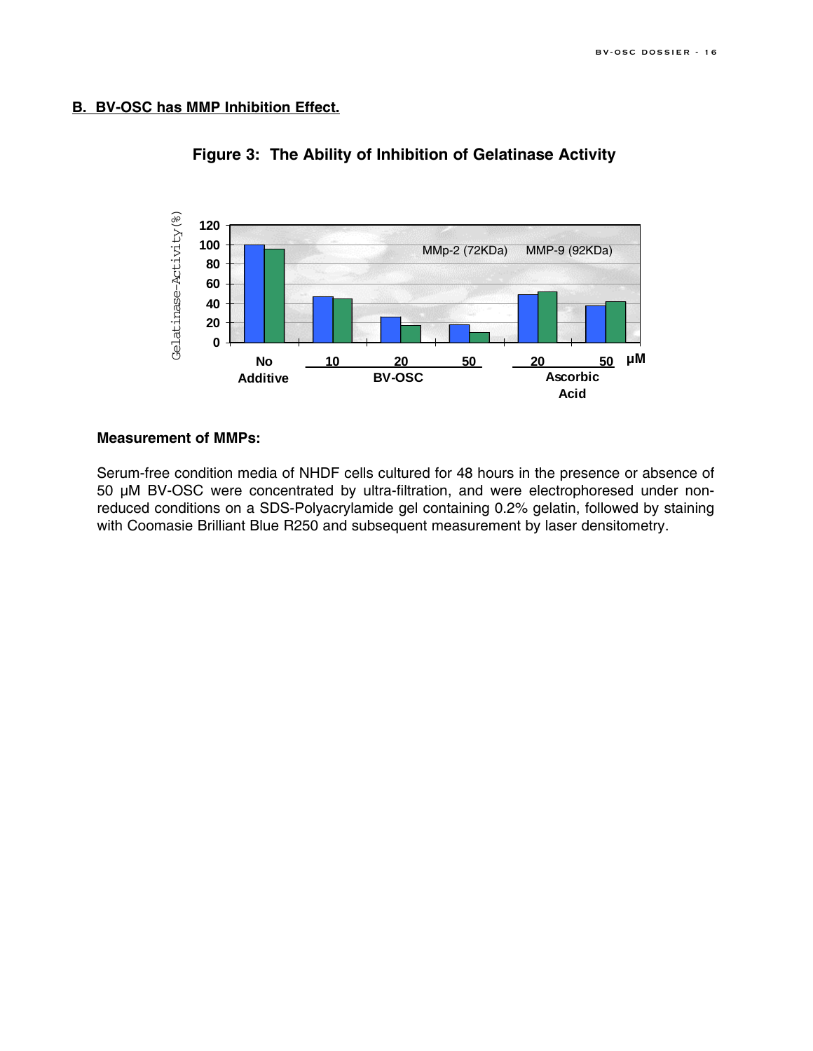## B. BV-OSC has MMP Inhibition Effect.

**Figure 3: The Ability of Inhibition of Gelatinase Activity**

**Measurement of MMPs:**

Serum-free condition media of NHDF cells cultured for 48 hours in the presence or absence of 50 μM BV-OSC were concentrated by ultra-filtration, and were electrophoresed under non-reduced conditions on a SDS-Polyacrylamide gel containing 0.2% gelatin, followed by staining with Coomasie Brilliant Blue R250 and subsequent measurement by laser densitometry.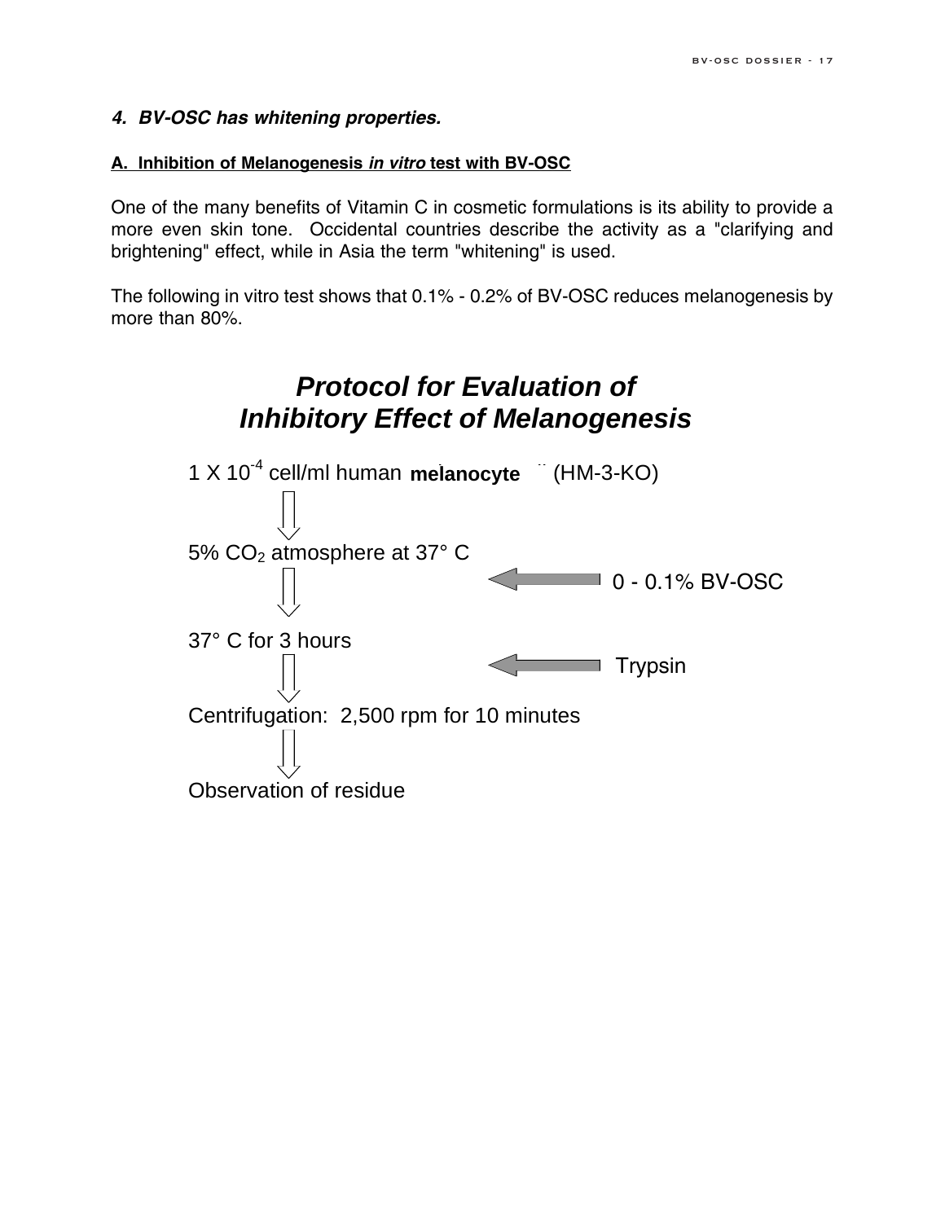### *4. BV-OSC has whitening properties.*

**A. Inhibition of Melanogenesis *in vitro* test with BV-OSC**

One of the many benefits of Vitamin C in cosmetic formulations is its ability to provide a more even skin tone. Occidental countries describe the activity as a "clarifying and brightening" effect, while in Asia the term "whitening" is used.

The following in vitro test shows that 0.1% - 0.2% of BV-OSC reduces melanogenesis by more than 80%.

## *Protocol for Evaluation of Inhibitory Effect of Melanogenesis*

1 X $10^{-4}$ cell/ml human **melanocyte** (HM-3-KO)

⇓

5% $CO_2$ atmosphere at 37° C ⟵ 0 - 0.1% BV-OSC

⇓

37° C for 3 hours ⟵ Trypsin

⇓

Centrifugation: 2,500 rpm for 10 minutes

⇓

Observation of residue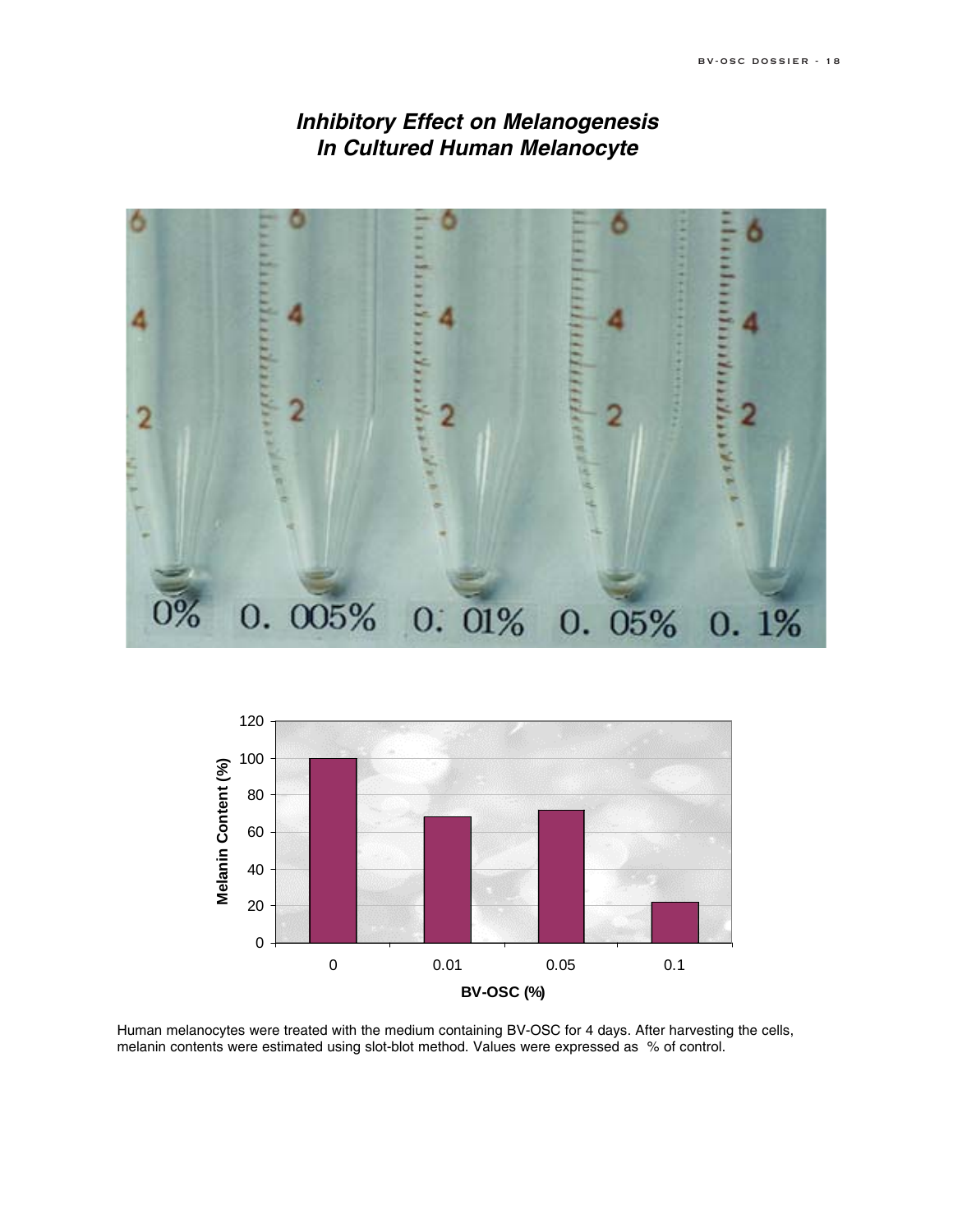## *Inhibitory Effect on Melanogenesis In Cultured Human Melanocyte*

0% 0. 005% 0. 01% 0. 05% 0. 1%

| BV-OSC (%) | Melanin Content (%) |
|---|---|
| 0 | 100 |
| 0.01 | 68 |
| 0.05 | 72 |
| 0.1 | 22 |

Human melanocytes were treated with the medium containing BV-OSC for 4 days. After harvesting the cells, melanin contents were estimated using slot-blot method. Values were expressed as % of control.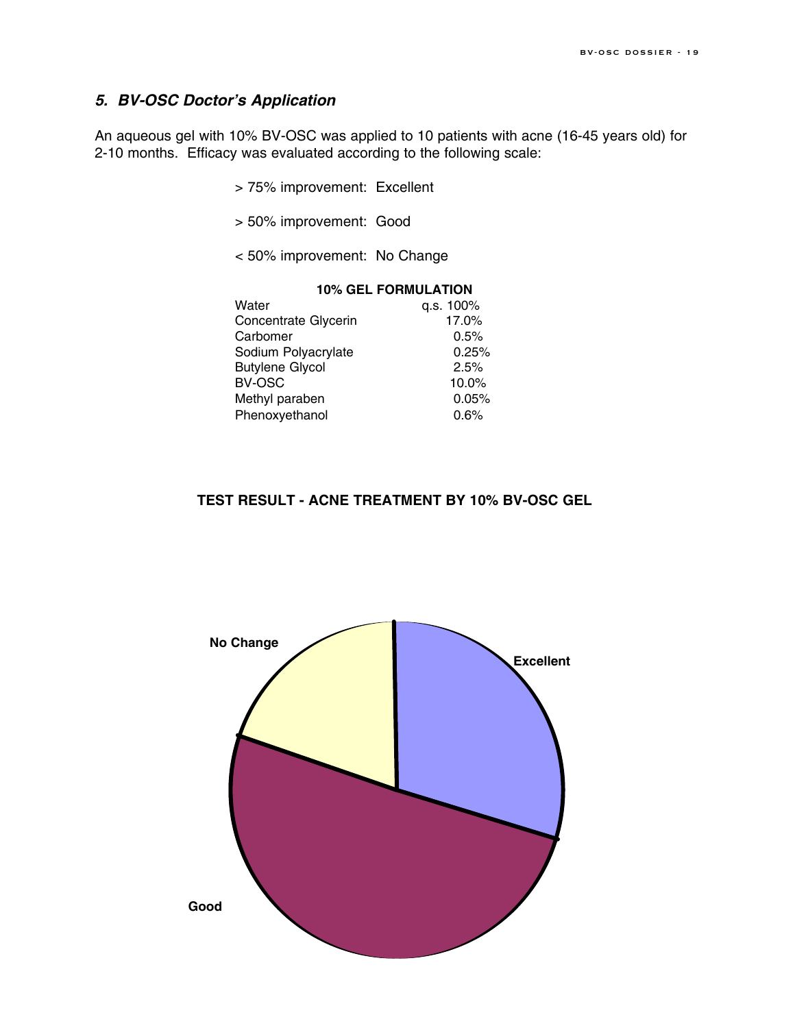### *5. BV-OSC Doctor's Application*

An aqueous gel with 10% BV-OSC was applied to 10 patients with acne (16-45 years old) for 2-10 months. Efficacy was evaluated according to the following scale:

> 75% improvement: Excellent

> 50% improvement: Good

< 50% improvement: No Change

**10% GEL FORMULATION**

| Ingredient | % |
|---|---|
| Water | q.s. 100% |
| Concentrate Glycerin | 17.0% |
| Carbomer | 0.5% |
| Sodium Polyacrylate | 0.25% |
| Butylene Glycol | 2.5% |
| BV-OSC | 10.0% |
| Methyl paraben | 0.05% |
| Phenoxyethanol | 0.6% |

**TEST RESULT - ACNE TREATMENT BY 10% BV-OSC GEL**

No Change

Excellent

Good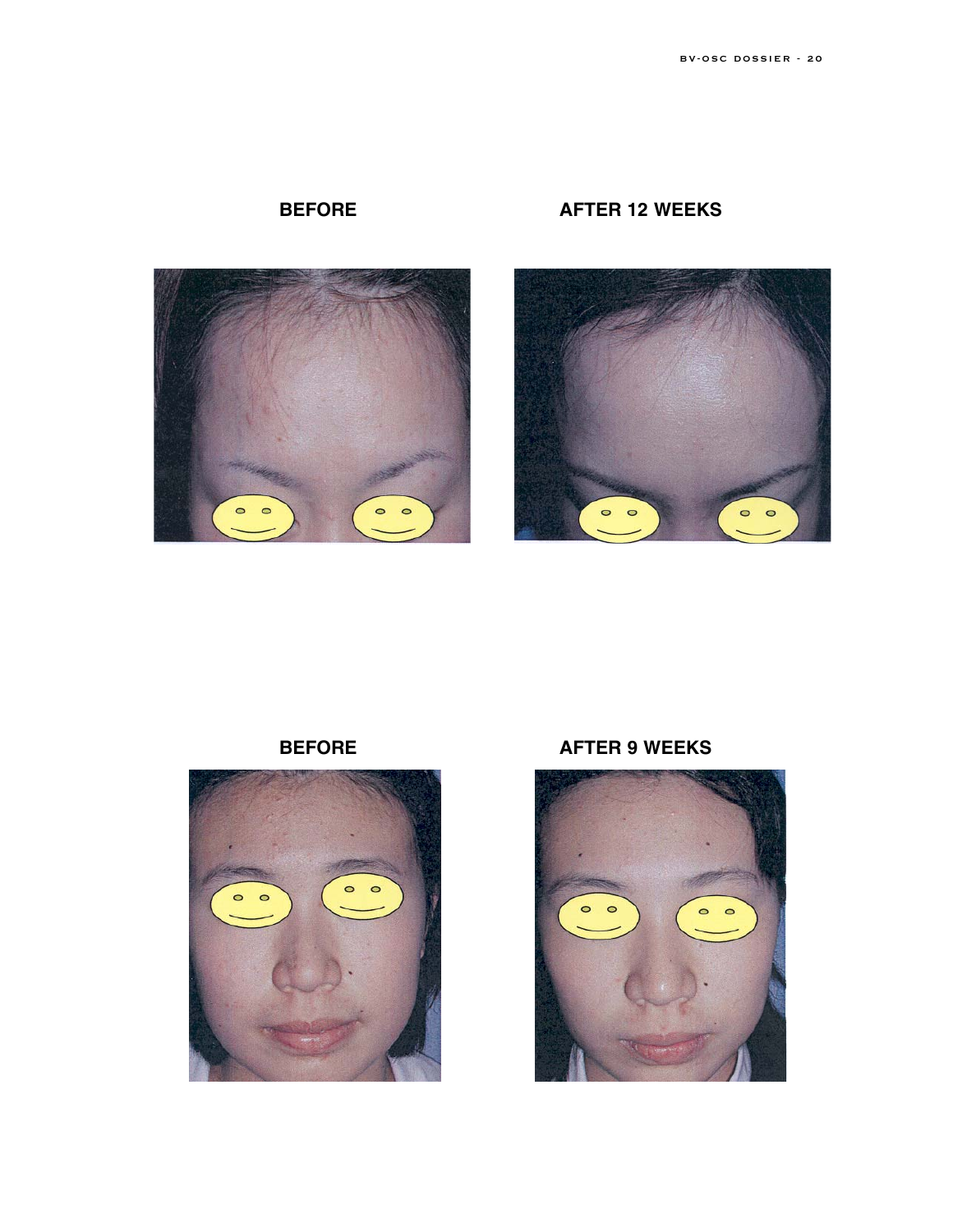**BEFORE** **AFTER 12 WEEKS**

**BEFORE** **AFTER 9 WEEKS**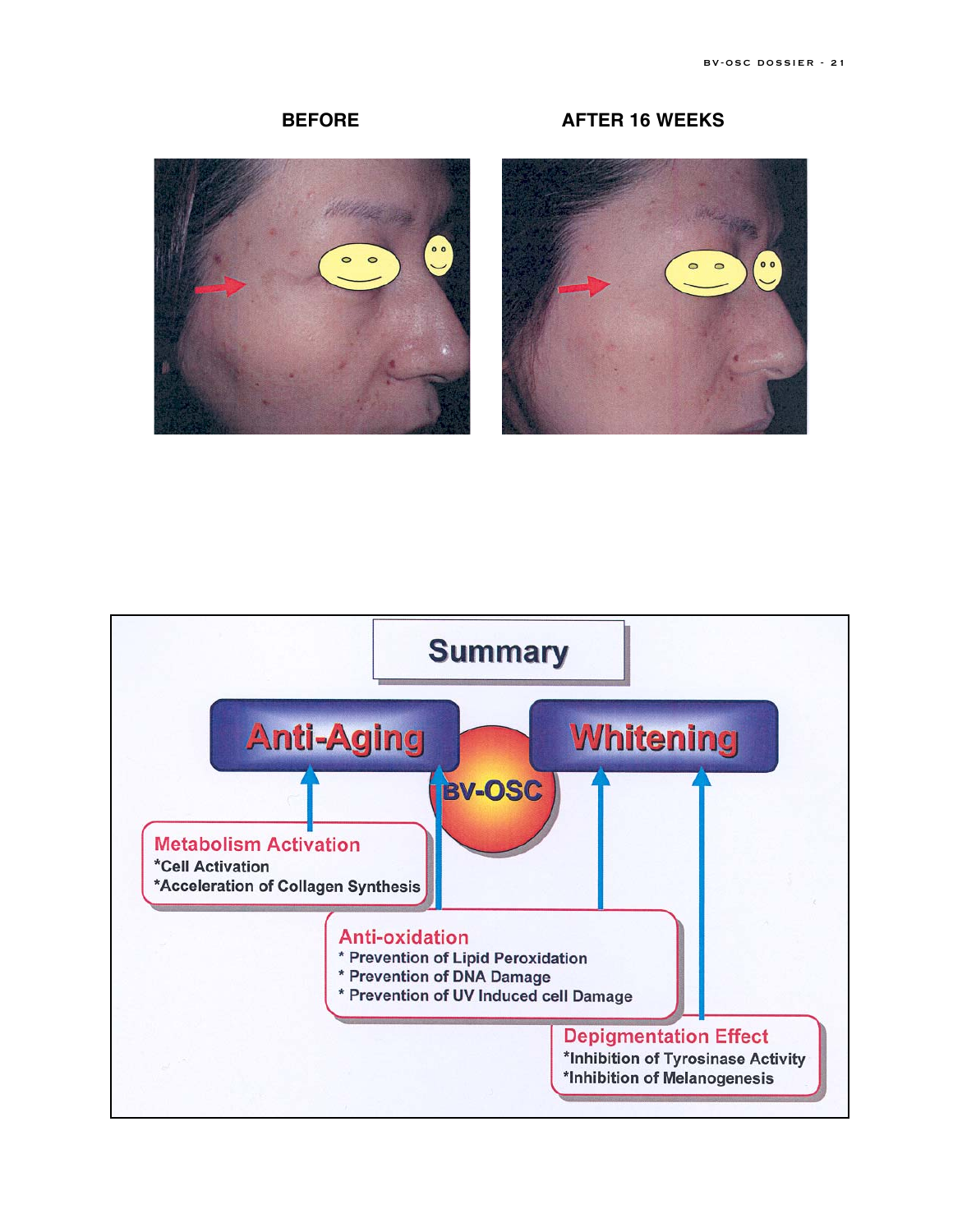BEFORE

AFTER 16 WEEKS

Summary

Anti-Aging

Whitening

BV-OSC

Metabolism Activation
*Cell Activation
*Acceleration of Collagen Synthesis

Anti-oxidation
* Prevention of Lipid Peroxidation
* Prevention of DNA Damage
* Prevention of UV Induced cell Damage

Depigmentation Effect
*Inhibition of Tyrosinase Activity
*Inhibition of Melanogenesis